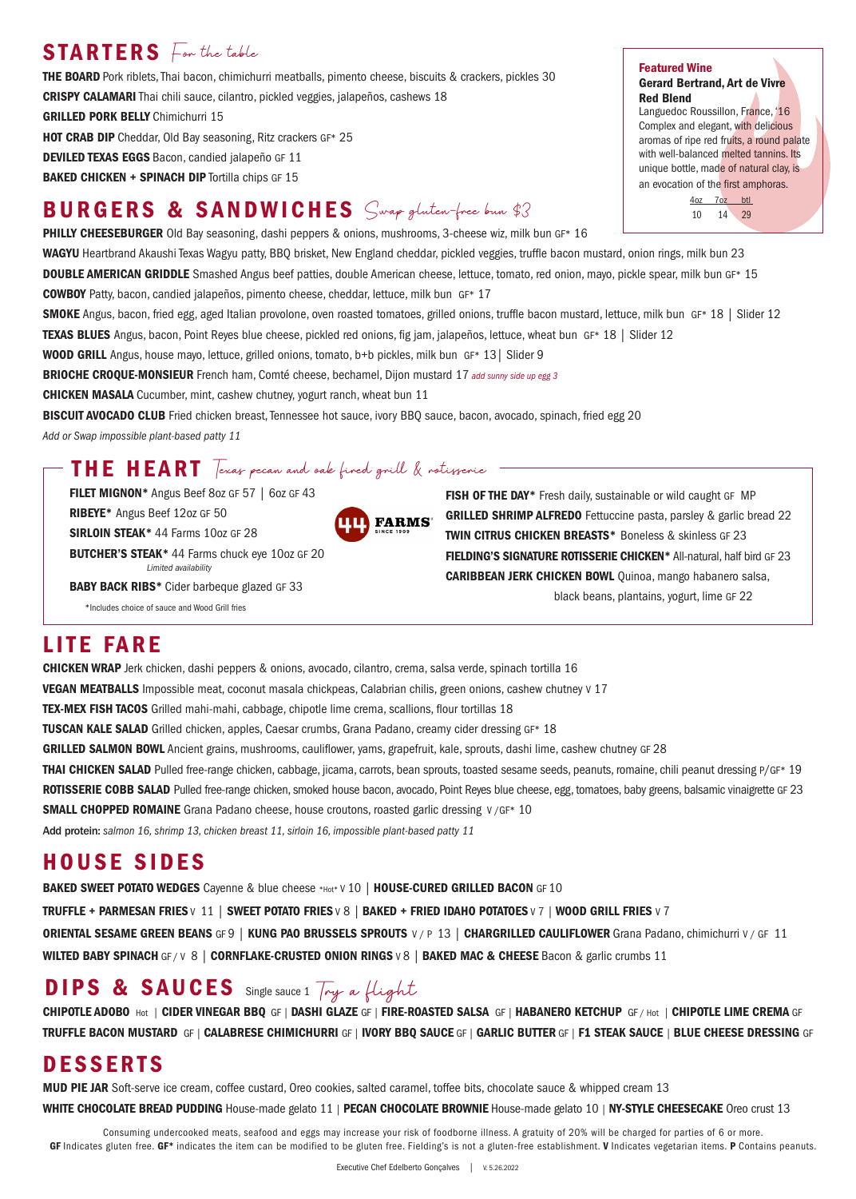## STARTERS *For the table*

**THE BOARD** Pork riblets, Thai bacon, chimichurri meatballs, pimento cheese, biscuits & crackers, pickles 30

**CRISPY CALAMARI** Thai chili sauce, cilantro, pickled veggies, jalapeños, cashews 18

**GRILLED PORK BELLY** Chimichurri 15

**HOT CRAB DIP** Cheddar, Old Bay seasoning, Ritz crackers GF* 25

**DEVILED TEXAS EGGS** Bacon, candied jalapeño GF 11

**BAKED CHICKEN + SPINACH DIP** Tortilla chips GF 15

**Featured Wine**

**Gerard Bertrand, Art de Vivre Red Blend**

Languedoc Roussillon, France, '16

Complex and elegant, with delicious aromas of ripe red fruits, a round palate with well-balanced melted tannins. Its unique bottle, made of natural clay, is an evocation of the first amphoras.

| 4oz | 7oz | btl |
|---|---|---|
| 10 | 14 | 29 |

## BURGERS & SANDWICHES *Swap gluten-free bun $3*

**PHILLY CHEESEBURGER** Old Bay seasoning, dashi peppers & onions, mushrooms, 3-cheese wiz, milk bun GF* 16

**WAGYU** Heartbrand Akaushi Texas Wagyu patty, BBQ brisket, New England cheddar, pickled veggies, truffle bacon mustard, onion rings, milk bun 23

**DOUBLE AMERICAN GRIDDLE** Smashed Angus beef patties, double American cheese, lettuce, tomato, red onion, mayo, pickle spear, milk bun GF* 15

**COWBOY** Patty, bacon, candied jalapeños, pimento cheese, cheddar, lettuce, milk bun GF* 17

**SMOKE** Angus, bacon, fried egg, aged Italian provolone, oven roasted tomatoes, grilled onions, truffle bacon mustard, lettuce, milk bun GF* 18 | Slider 12

**TEXAS BLUES** Angus, bacon, Point Reyes blue cheese, pickled red onions, fig jam, jalapeños, lettuce, wheat bun GF* 18 | Slider 12

**WOOD GRILL** Angus, house mayo, lettuce, grilled onions, tomato, b+b pickles, milk bun GF* 13 | Slider 9

**BRIOCHE CROQUE-MONSIEUR** French ham, Comté cheese, bechamel, Dijon mustard 17 *add sunny side up egg 3*

**CHICKEN MASALA** Cucumber, mint, cashew chutney, yogurt ranch, wheat bun 11

**BISCUIT AVOCADO CLUB** Fried chicken breast, Tennessee hot sauce, ivory BBQ sauce, bacon, avocado, spinach, fried egg 20

*Add or Swap impossible plant-based patty 11*

## THE HEART *Texas pecan and oak fired grill & rotisserie*

**FILET MIGNON*** Angus Beef 8oz GF 57 | 6oz GF 43

**RIBEYE*** Angus Beef 12oz GF 50

**SIRLOIN STEAK*** 44 Farms 10oz GF 28

**BUTCHER'S STEAK*** 44 Farms chuck eye 10oz GF 20
*Limited availability*

**BABY BACK RIBS*** Cider barbeque glazed GF 33

*Includes choice of sauce and Wood Grill fries

44 FARMS SINCE 1909

**FISH OF THE DAY*** Fresh daily, sustainable or wild caught GF MP

**GRILLED SHRIMP ALFREDO** Fettuccine pasta, parsley & garlic bread 22

**TWIN CITRUS CHICKEN BREASTS*** Boneless & skinless GF 23

**FIELDING'S SIGNATURE ROTISSERIE CHICKEN*** All-natural, half bird GF 23

**CARIBBEAN JERK CHICKEN BOWL** Quinoa, mango habanero salsa, black beans, plantains, yogurt, lime GF 22

## LITE FARE

**CHICKEN WRAP** Jerk chicken, dashi peppers & onions, avocado, cilantro, crema, salsa verde, spinach tortilla 16

**VEGAN MEATBALLS** Impossible meat, coconut masala chickpeas, Calabrian chilis, green onions, cashew chutney V 17

**TEX-MEX FISH TACOS** Grilled mahi-mahi, cabbage, chipotle lime crema, scallions, flour tortillas 18

**TUSCAN KALE SALAD** Grilled chicken, apples, Caesar crumbs, Grana Padano, creamy cider dressing GF* 18

**GRILLED SALMON BOWL** Ancient grains, mushrooms, cauliflower, yams, grapefruit, kale, sprouts, dashi lime, cashew chutney GF 28

**THAI CHICKEN SALAD** Pulled free-range chicken, cabbage, jicama, carrots, bean sprouts, toasted sesame seeds, peanuts, romaine, chili peanut dressing P/GF* 19

**ROTISSERIE COBB SALAD** Pulled free-range chicken, smoked house bacon, avocado, Point Reyes blue cheese, egg, tomatoes, baby greens, balsamic vinaigrette GF 23

**SMALL CHOPPED ROMAINE** Grana Padano cheese, house croutons, roasted garlic dressing V /GF* 10

**Add protein:** *salmon 16, shrimp 13, chicken breast 11, sirloin 16, impossible plant-based patty 11*

## HOUSE SIDES

**BAKED SWEET POTATO WEDGES** Cayenne & blue cheese *Hot* V 10 | **HOUSE-CURED GRILLED BACON** GF 10

**TRUFFLE + PARMESAN FRIES** V 11 | **SWEET POTATO FRIES** V 8 | **BAKED + FRIED IDAHO POTATOES** V 7 | **WOOD GRILL FRIES** V 7

**ORIENTAL SESAME GREEN BEANS** GF 9 | **KUNG PAO BRUSSELS SPROUTS** V / P 13 | **CHARGRILLED CAULIFLOWER** Grana Padano, chimichurri V / GF 11

**WILTED BABY SPINACH** GF / V 8 | **CORNFLAKE-CRUSTED ONION RINGS** V 8 | **BAKED MAC & CHEESE** Bacon & garlic crumbs 11

## DIPS & SAUCES Single sauce 1 *Try a flight*

**CHIPOTLE ADOBO** Hot | **CIDER VINEGAR BBQ** GF | **DASHI GLAZE** GF | **FIRE-ROASTED SALSA** GF | **HABANERO KETCHUP** GF / Hot | **CHIPOTLE LIME CREMA** GF

**TRUFFLE BACON MUSTARD** GF | **CALABRESE CHIMICHURRI** GF | **IVORY BBQ SAUCE** GF | **GARLIC BUTTER** GF | **F1 STEAK SAUCE** | **BLUE CHEESE DRESSING** GF

## DESSERTS

**MUD PIE JAR** Soft-serve ice cream, coffee custard, Oreo cookies, salted caramel, toffee bits, chocolate sauce & whipped cream 13

**WHITE CHOCOLATE BREAD PUDDING** House-made gelato 11 | **PECAN CHOCOLATE BROWNIE** House-made gelato 10 | **NY-STYLE CHEESECAKE** Oreo crust 13

Consuming undercooked meats, seafood and eggs may increase your risk of foodborne illness. A gratuity of 20% will be charged for parties of 6 or more.
**GF** Indicates gluten free. **GF*** indicates the item can be modified to be gluten free. Fielding's is not a gluten-free establishment. **V** Indicates vegetarian items. **P** Contains peanuts.

Executive Chef Edelberto Gonçalves | V. 5.26.2022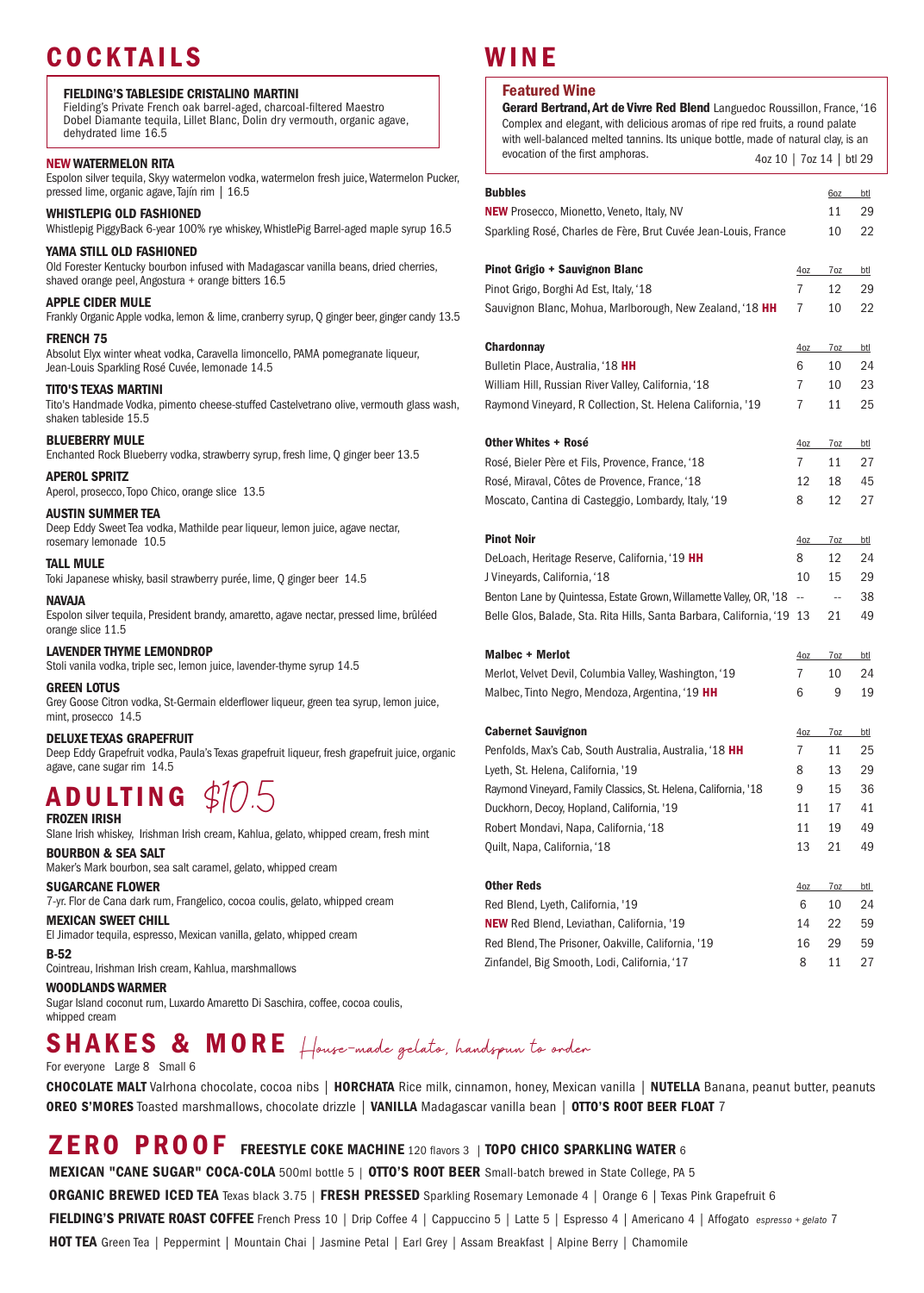# COCKTAILS

**FIELDING'S TABLESIDE CRISTALINO MARTINI**
Fielding's Private French oak barrel-aged, charcoal-filtered Maestro Dobel Diamante tequila, Lillet Blanc, Dolin dry vermouth, organic agave, dehydrated lime 16.5

**NEW WATERMELON RITA**
Espolon silver tequila, Skyy watermelon vodka, watermelon fresh juice, Watermelon Pucker, pressed lime, organic agave, Tajín rim | 16.5

**WHISTLEPIG OLD FASHIONED**
Whistlepig PiggyBack 6-year 100% rye whiskey, WhistlePig Barrel-aged maple syrup 16.5

**YAMA STILL OLD FASHIONED**
Old Forester Kentucky bourbon infused with Madagascar vanilla beans, dried cherries, shaved orange peel, Angostura + orange bitters 16.5

**APPLE CIDER MULE**
Frankly Organic Apple vodka, lemon & lime, cranberry syrup, Q ginger beer, ginger candy 13.5

**FRENCH 75**
Absolut Elyx winter wheat vodka, Caravella limoncello, PAMA pomegranate liqueur, Jean-Louis Sparkling Rosé Cuvée, lemonade 14.5

**TITO'S TEXAS MARTINI**
Tito's Handmade Vodka, pimento cheese-stuffed Castelvetrano olive, vermouth glass wash, shaken tableside 15.5

**BLUEBERRY MULE**
Enchanted Rock Blueberry vodka, strawberry syrup, fresh lime, Q ginger beer 13.5

**APEROL SPRITZ**
Aperol, prosecco, Topo Chico, orange slice 13.5

**AUSTIN SUMMER TEA**
Deep Eddy Sweet Tea vodka, Mathilde pear liqueur, lemon juice, agave nectar, rosemary lemonade 10.5

**TALL MULE**
Toki Japanese whisky, basil strawberry purée, lime, Q ginger beer 14.5

**NAVAJA**
Espolon silver tequila, President brandy, amaretto, agave nectar, pressed lime, brûléed orange slice 11.5

**LAVENDER THYME LEMONDROP**
Stoli vanila vodka, triple sec, lemon juice, lavender-thyme syrup 14.5

**GREEN LOTUS**
Grey Goose Citron vodka, St-Germain elderflower liqueur, green tea syrup, lemon juice, mint, prosecco 14.5

**DELUXE TEXAS GRAPEFRUIT**
Deep Eddy Grapefruit vodka, Paula's Texas grapefruit liqueur, fresh grapefruit juice, organic agave, cane sugar rim 14.5

# ADULTING $10.5

**FROZEN IRISH**
Slane Irish whiskey, Irishman Irish cream, Kahlua, gelato, whipped cream, fresh mint

**BOURBON & SEA SALT**
Maker's Mark bourbon, sea salt caramel, gelato, whipped cream

**SUGARCANE FLOWER**
7-yr. Flor de Cana dark rum, Frangelico, cocoa coulis, gelato, whipped cream

**MEXICAN SWEET CHILL**
El Jimador tequila, espresso, Mexican vanilla, gelato, whipped cream

**B-52**
Cointreau, Irishman Irish cream, Kahlua, marshmallows

**WOODLANDS WARMER**
Sugar Island coconut rum, Luxardo Amaretto Di Saschira, coffee, cocoa coulis, whipped cream

# WINE

## Featured Wine

**Gerard Bertrand, Art de Vivre Red Blend** Languedoc Roussillon, France, '16
Complex and elegant, with delicious aromas of ripe red fruits, a round palate with well-balanced melted tannins. Its unique bottle, made of natural clay, is an evocation of the first amphoras.
4oz 10 | 7oz 14 | btl 29

| Bubbles | 6oz | btl |
|---|---|---|
| NEW Prosecco, Mionetto, Veneto, Italy, NV | 11 | 29 |
| Sparkling Rosé, Charles de Fère, Brut Cuvée Jean-Louis, France | 10 | 22 |

| Pinot Grigio + Sauvignon Blanc | 4oz | 7oz | btl |
|---|---|---|---|
| Pinot Grigo, Borghi Ad Est, Italy, '18 | 7 | 12 | 29 |
| Sauvignon Blanc, Mohua, Marlborough, New Zealand, '18 HH | 7 | 10 | 22 |

| Chardonnay | 4oz | 7oz | btl |
|---|---|---|---|
| Bulletin Place, Australia, '18 HH | 6 | 10 | 24 |
| William Hill, Russian River Valley, California, '18 | 7 | 10 | 23 |
| Raymond Vineyard, R Collection, St. Helena California, '19 | 7 | 11 | 25 |

| Other Whites + Rosé | 4oz | 7oz | btl |
|---|---|---|---|
| Rosé, Bieler Père et Fils, Provence, France, '18 | 7 | 11 | 27 |
| Rosé, Miraval, Côtes de Provence, France, '18 | 12 | 18 | 45 |
| Moscato, Cantina di Casteggio, Lombardy, Italy, '19 | 8 | 12 | 27 |

| Pinot Noir | 4oz | 7oz | btl |
|---|---|---|---|
| DeLoach, Heritage Reserve, California, '19 HH | 8 | 12 | 24 |
| J Vineyards, California, '18 | 10 | 15 | 29 |
| Benton Lane by Quintessa, Estate Grown, Willamette Valley, OR, '18 | -- | -- | 38 |
| Belle Glos, Balade, Sta. Rita Hills, Santa Barbara, California, '19 | 13 | 21 | 49 |

| Malbec + Merlot | 4oz | 7oz | btl |
|---|---|---|---|
| Merlot, Velvet Devil, Columbia Valley, Washington, '19 | 7 | 10 | 24 |
| Malbec, Tinto Negro, Mendoza, Argentina, '19 HH | 6 | 9 | 19 |

| Cabernet Sauvignon | 4oz | 7oz | btl |
|---|---|---|---|
| Penfolds, Max's Cab, South Australia, Australia, '18 HH | 7 | 11 | 25 |
| Lyeth, St. Helena, California, '19 | 8 | 13 | 29 |
| Raymond Vineyard, Family Classics, St. Helena, California, '18 | 9 | 15 | 36 |
| Duckhorn, Decoy, Hopland, California, '19 | 11 | 17 | 41 |
| Robert Mondavi, Napa, California, '18 | 11 | 19 | 49 |
| Quilt, Napa, California, '18 | 13 | 21 | 49 |

| Other Reds | 4oz | 7oz | btl |
|---|---|---|---|
| Red Blend, Lyeth, California, '19 | 6 | 10 | 24 |
| NEW Red Blend, Leviathan, California, '19 | 14 | 22 | 59 |
| Red Blend, The Prisoner, Oakville, California, '19 | 16 | 29 | 59 |
| Zinfandel, Big Smooth, Lodi, California, '17 | 8 | 11 | 27 |

# SHAKES & MORE *House-made gelato, handspun to order*

For everyone Large 8 Small 6

**CHOCOLATE MALT** Valrhona chocolate, cocoa nibs | **HORCHATA** Rice milk, cinnamon, honey, Mexican vanilla | **NUTELLA** Banana, peanut butter, peanuts
**OREO S'MORES** Toasted marshmallows, chocolate drizzle | **VANILLA** Madagascar vanilla bean | **OTTO'S ROOT BEER FLOAT** 7

# ZERO PROOF

**FREESTYLE COKE MACHINE** 120 flavors 3 | **TOPO CHICO SPARKLING WATER** 6

**MEXICAN "CANE SUGAR" COCA-COLA** 500ml bottle 5 | **OTTO'S ROOT BEER** Small-batch brewed in State College, PA 5

**ORGANIC BREWED ICED TEA** Texas black 3.75 | **FRESH PRESSED** Sparkling Rosemary Lemonade 4 | Orange 6 | Texas Pink Grapefruit 6

**FIELDING'S PRIVATE ROAST COFFEE** French Press 10 | Drip Coffee 4 | Cappuccino 5 | Latte 5 | Espresso 4 | Americano 4 | Affogato *espresso + gelato* 7

**HOT TEA** Green Tea | Peppermint | Mountain Chai | Jasmine Petal | Earl Grey | Assam Breakfast | Alpine Berry | Chamomile